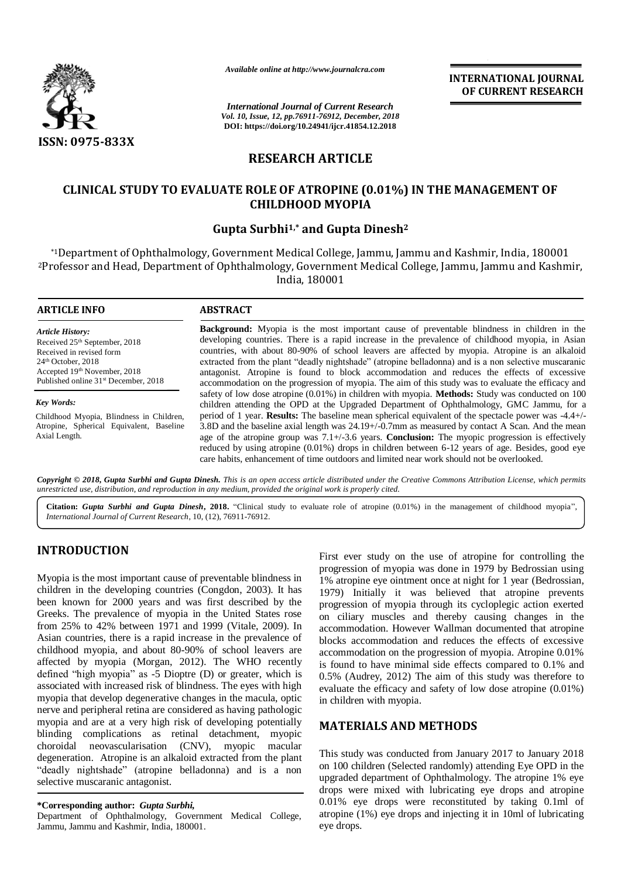*Available online at http://www.journalcra.com*

*International Journal of Current Research*
*Vol. 10, Issue, 12, pp.76911-76912, December, 2018*
**DOI: https://doi.org/10.24941/ijcr.41854.12.2018**

**INTERNATIONAL JOURNAL OF CURRENT RESEARCH**

**ISSN: 0975-833X**

## RESEARCH ARTICLE

# CLINICAL STUDY TO EVALUATE ROLE OF ATROPINE (0.01%) IN THE MANAGEMENT OF CHILDHOOD MYOPIA

**Gupta Surbhi[1,*] and Gupta Dinesh[2]**

[*1]Department of Ophthalmology, Government Medical College, Jammu, Jammu and Kashmir, India, 180001
[2]Professor and Head, Department of Ophthalmology, Government Medical College, Jammu, Jammu and Kashmir, India, 180001

**ARTICLE INFO**

*Article History:*
Received 25th September, 2018
Received in revised form
24th October, 2018
Accepted 19th November, 2018
Published online 31st December, 2018

*Key Words:*
Childhood Myopia, Blindness in Children, Atropine, Spherical Equivalent, Baseline Axial Length.

**ABSTRACT**

**Background:** Myopia is the most important cause of preventable blindness in children in the developing countries. There is a rapid increase in the prevalence of childhood myopia, in Asian countries, with about 80-90% of school leavers are affected by myopia. Atropine is an alkaloid extracted from the plant "deadly nightshade" (atropine belladonna) and is a non selective muscaranic antagonist. Atropine is found to block accommodation and reduces the effects of excessive accommodation on the progression of myopia. The aim of this study was to evaluate the efficacy and safety of low dose atropine (0.01%) in children with myopia. **Methods:** Study was conducted on 100 children attending the OPD at the Upgraded Department of Ophthalmology, GMC Jammu, for a period of 1 year. **Results:** The baseline mean spherical equivalent of the spectacle power was -4.4+/-3.8D and the baseline axial length was 24.19+/-0.7mm as measured by contact A Scan. And the mean age of the atropine group was 7.1+/-3.6 years. **Conclusion:** The myopic progression is effectively reduced by using atropine (0.01%) drops in children between 6-12 years of age. Besides, good eye care habits, enhancement of time outdoors and limited near work should not be overlooked.

*Copyright © 2018, Gupta Surbhi and Gupta Dinesh. This is an open access article distributed under the Creative Commons Attribution License, which permits unrestricted use, distribution, and reproduction in any medium, provided the original work is properly cited.*

**Citation:** *Gupta Surbhi and Gupta Dinesh*, **2018.** "Clinical study to evaluate role of atropine (0.01%) in the management of childhood myopia", *International Journal of Current Research*, 10, (12), 76911-76912.

## INTRODUCTION

Myopia is the most important cause of preventable blindness in children in the developing countries (Congdon, 2003). It has been known for 2000 years and was first described by the Greeks. The prevalence of myopia in the United States rose from 25% to 42% between 1971 and 1999 (Vitale, 2009). In Asian countries, there is a rapid increase in the prevalence of childhood myopia, and about 80-90% of school leavers are affected by myopia (Morgan, 2012). The WHO recently defined "high myopia" as -5 Dioptre (D) or greater, which is associated with increased risk of blindness. The eyes with high myopia that develop degenerative changes in the macula, optic nerve and peripheral retina are considered as having pathologic myopia and are at a very high risk of developing potentially blinding complications as retinal detachment, myopic choroidal neovascularisation (CNV), myopic macular degeneration. Atropine is an alkaloid extracted from the plant "deadly nightshade" (atropine belladonna) and is a non selective muscaranic antagonist.

First ever study on the use of atropine for controlling the progression of myopia was done in 1979 by Bedrossian using 1% atropine eye ointment once at night for 1 year (Bedrossian, 1979) Initially it was believed that atropine prevents progression of myopia through its cycloplegic action exerted on ciliary muscles and thereby causing changes in the accommodation. However Wallman documented that atropine blocks accommodation and reduces the effects of excessive accommodation on the progression of myopia. Atropine 0.01% is found to have minimal side effects compared to 0.1% and 0.5% (Audrey, 2012) The aim of this study was therefore to evaluate the efficacy and safety of low dose atropine (0.01%) in children with myopia.

## MATERIALS AND METHODS

This study was conducted from January 2017 to January 2018 on 100 children (Selected randomly) attending Eye OPD in the upgraded department of Ophthalmology. The atropine 1% eye drops were mixed with lubricating eye drops and atropine 0.01% eye drops were reconstituted by taking 0.1ml of atropine (1%) eye drops and injecting it in 10ml of lubricating eye drops.

**\*Corresponding author:** ***Gupta Surbhi,***
Department of Ophthalmology, Government Medical College, Jammu, Jammu and Kashmir, India, 180001.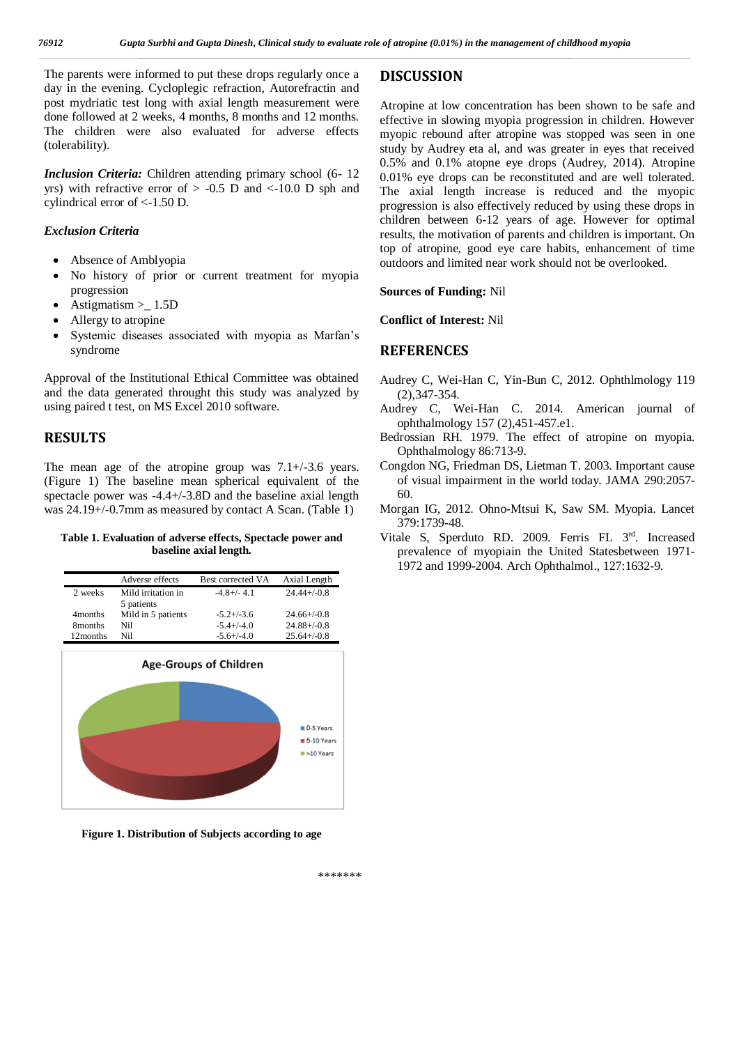The parents were informed to put these drops regularly once a day in the evening. Cycloplegic refraction, Autorefractin and post mydriatic test long with axial length measurement were done followed at 2 weeks, 4 months, 8 months and 12 months. The children were also evaluated for adverse effects (tolerability).

***Inclusion Criteria:*** Children attending primary school (6- 12 yrs) with refractive error of > -0.5 D and <-10.0 D sph and cylindrical error of <-1.50 D.

***Exclusion Criteria***

- Absence of Amblyopia
- No history of prior or current treatment for myopia progression
- Astigmatism >_ 1.5D
- Allergy to atropine
- Systemic diseases associated with myopia as Marfan's syndrome

Approval of the Institutional Ethical Committee was obtained and the data generated throught this study was analyzed by using paired t test, on MS Excel 2010 software.

## RESULTS

The mean age of the atropine group was 7.1+/-3.6 years. (Figure 1) The baseline mean spherical equivalent of the spectacle power was -4.4+/-3.8D and the baseline axial length was 24.19+/-0.7mm as measured by contact A Scan. (Table 1)

**Table 1. Evaluation of adverse effects, Spectacle power and baseline axial length.**

| | Adverse effects | Best corrected VA | Axial Length |
|---|---|---|---|
| 2 weeks | Mild irritation in 5 patients | -4.8+/- 4.1 | 24.44+/-0.8 |
| 4months | Mild in 5 patients | -5.2+/-3.6 | 24.66+/-0.8 |
| 8months | Nil | -5.4+/-4.0 | 24.88+/-0.8 |
| 12months | Nil | -5.6+/-4.0 | 25.64+/-0.8 |

Age-Groups of Children

0-5 Years
5-10 Years
>10 Years

**Figure 1. Distribution of Subjects according to age**

## DISCUSSION

Atropine at low concentration has been shown to be safe and effective in slowing myopia progression in children. However myopic rebound after atropine was stopped was seen in one study by Audrey eta al, and was greater in eyes that received 0.5% and 0.1% atopne eye drops (Audrey, 2014). Atropine 0.01% eye drops can be reconstituted and are well tolerated. The axial length increase is reduced and the myopic progression is also effectively reduced by using these drops in children between 6-12 years of age. However for optimal results, the motivation of parents and children is important. On top of atropine, good eye care habits, enhancement of time outdoors and limited near work should not be overlooked.

**Sources of Funding:** Nil

**Conflict of Interest:** Nil

## REFERENCES

Audrey C, Wei-Han C, Yin-Bun C, 2012. Ophthlmology 119 (2),347-354.

Audrey C, Wei-Han C. 2014. American journal of ophthalmology 157 (2),451-457.e1.

Bedrossian RH. 1979. The effect of atropine on myopia. Ophthalmology 86:713-9.

Congdon NG, Friedman DS, Lietman T. 2003. Important cause of visual impairment in the world today. JAMA 290:2057-60.

Morgan IG, 2012. Ohno-Mtsui K, Saw SM. Myopia. Lancet 379:1739-48.

Vitale S, Sperduto RD. 2009. Ferris FL 3rd. Increased prevalence of myopiain the United Statesbetween 1971-1972 and 1999-2004. Arch Ophthalmol., 127:1632-9.

\*\*\*\*\*\*\*